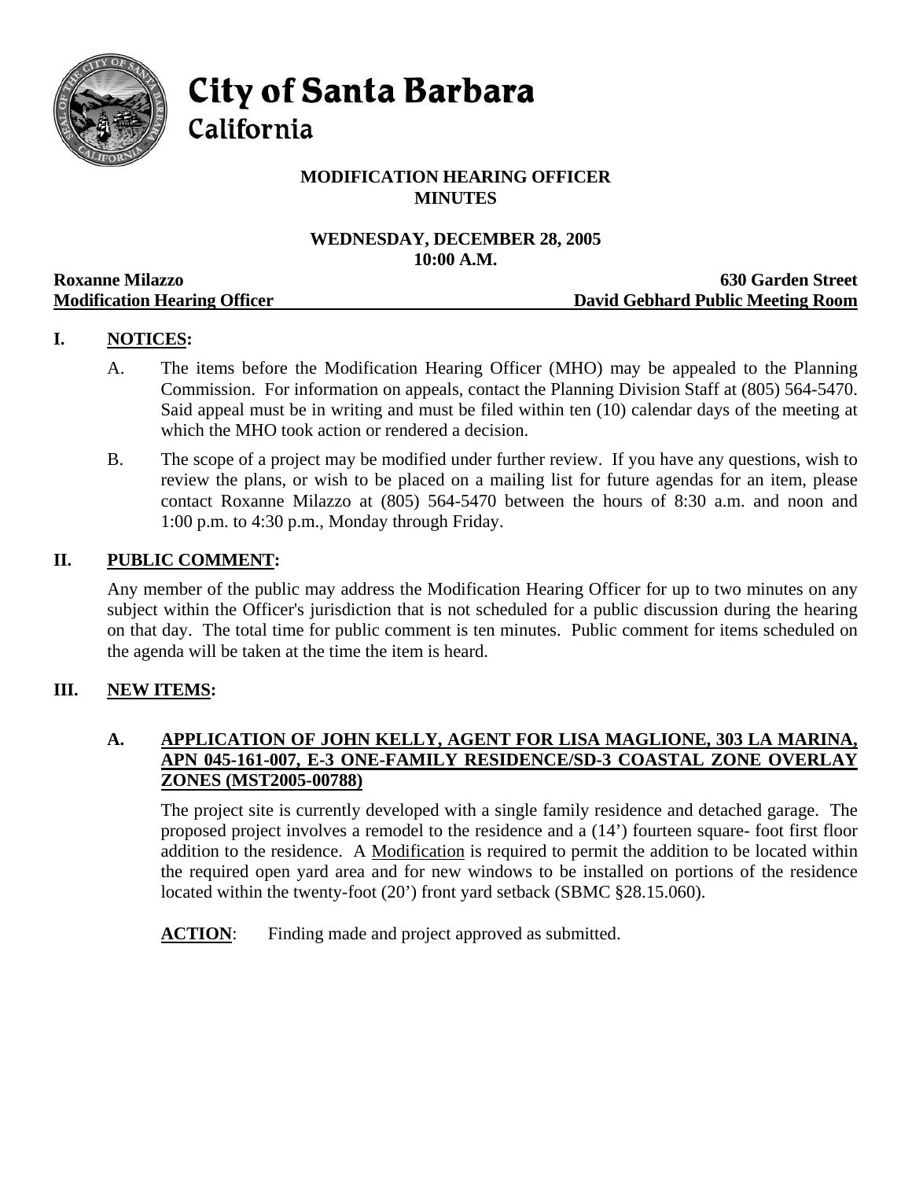# City of Santa Barbara
## California

**MODIFICATION HEARING OFFICER**
**MINUTES**

**WEDNESDAY, DECEMBER 28, 2005**
**10:00 A.M.**

**Roxanne Milazzo** — **630 Garden Street**
**Modification Hearing Officer** — **David Gebhard Public Meeting Room**

## I. NOTICES:

A. The items before the Modification Hearing Officer (MHO) may be appealed to the Planning Commission. For information on appeals, contact the Planning Division Staff at (805) 564-5470. Said appeal must be in writing and must be filed within ten (10) calendar days of the meeting at which the MHO took action or rendered a decision.

B. The scope of a project may be modified under further review. If you have any questions, wish to review the plans, or wish to be placed on a mailing list for future agendas for an item, please contact Roxanne Milazzo at (805) 564-5470 between the hours of 8:30 a.m. and noon and 1:00 p.m. to 4:30 p.m., Monday through Friday.

## II. PUBLIC COMMENT:

Any member of the public may address the Modification Hearing Officer for up to two minutes on any subject within the Officer's jurisdiction that is not scheduled for a public discussion during the hearing on that day. The total time for public comment is ten minutes. Public comment for items scheduled on the agenda will be taken at the time the item is heard.

## III. NEW ITEMS:

### A. APPLICATION OF JOHN KELLY, AGENT FOR LISA MAGLIONE, 303 LA MARINA, APN 045-161-007, E-3 ONE-FAMILY RESIDENCE/SD-3 COASTAL ZONE OVERLAY ZONES (MST2005-00788)

The project site is currently developed with a single family residence and detached garage. The proposed project involves a remodel to the residence and a (14') fourteen square- foot first floor addition to the residence. A Modification is required to permit the addition to be located within the required open yard area and for new windows to be installed on portions of the residence located within the twenty-foot (20') front yard setback (SBMC §28.15.060).

**ACTION**: Finding made and project approved as submitted.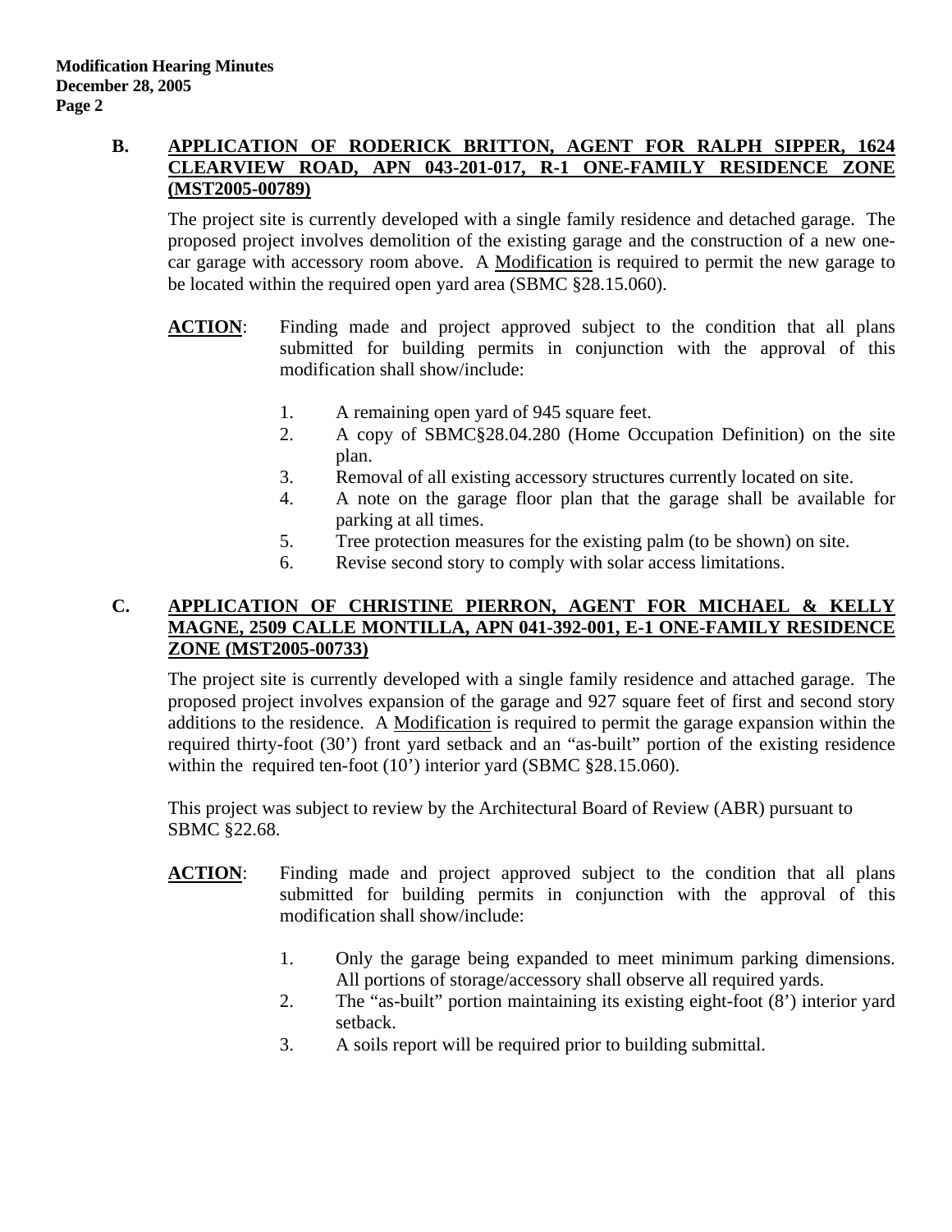## B. APPLICATION OF RODERICK BRITTON, AGENT FOR RALPH SIPPER, 1624 CLEARVIEW ROAD, APN 043-201-017, R-1 ONE-FAMILY RESIDENCE ZONE (MST2005-00789)

The project site is currently developed with a single family residence and detached garage. The proposed project involves demolition of the existing garage and the construction of a new one-car garage with accessory room above. A Modification is required to permit the new garage to be located within the required open yard area (SBMC §28.15.060).

**ACTION**: Finding made and project approved subject to the condition that all plans submitted for building permits in conjunction with the approval of this modification shall show/include:

1. A remaining open yard of 945 square feet.
2. A copy of SBMC§28.04.280 (Home Occupation Definition) on the site plan.
3. Removal of all existing accessory structures currently located on site.
4. A note on the garage floor plan that the garage shall be available for parking at all times.
5. Tree protection measures for the existing palm (to be shown) on site.
6. Revise second story to comply with solar access limitations.

## C. APPLICATION OF CHRISTINE PIERRON, AGENT FOR MICHAEL & KELLY MAGNE, 2509 CALLE MONTILLA, APN 041-392-001, E-1 ONE-FAMILY RESIDENCE ZONE (MST2005-00733)

The project site is currently developed with a single family residence and attached garage. The proposed project involves expansion of the garage and 927 square feet of first and second story additions to the residence. A Modification is required to permit the garage expansion within the required thirty-foot (30') front yard setback and an "as-built" portion of the existing residence within the required ten-foot (10') interior yard (SBMC §28.15.060).

This project was subject to review by the Architectural Board of Review (ABR) pursuant to SBMC §22.68.

**ACTION**: Finding made and project approved subject to the condition that all plans submitted for building permits in conjunction with the approval of this modification shall show/include:

1. Only the garage being expanded to meet minimum parking dimensions. All portions of storage/accessory shall observe all required yards.
2. The "as-built" portion maintaining its existing eight-foot (8') interior yard setback.
3. A soils report will be required prior to building submittal.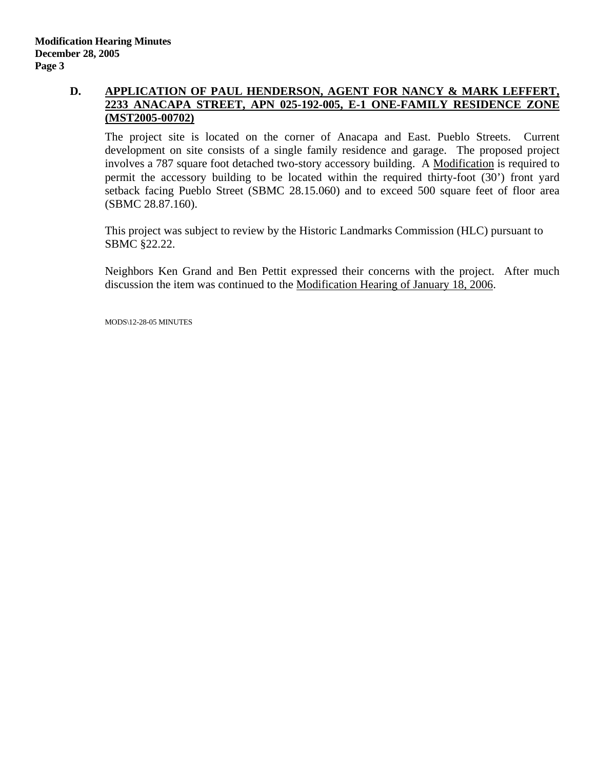**D. APPLICATION OF PAUL HENDERSON, AGENT FOR NANCY & MARK LEFFERT, 2233 ANACAPA STREET, APN 025-192-005, E-1 ONE-FAMILY RESIDENCE ZONE (MST2005-00702)**

The project site is located on the corner of Anacapa and East. Pueblo Streets. Current development on site consists of a single family residence and garage. The proposed project involves a 787 square foot detached two-story accessory building. A Modification is required to permit the accessory building to be located within the required thirty-foot (30') front yard setback facing Pueblo Street (SBMC 28.15.060) and to exceed 500 square feet of floor area (SBMC 28.87.160).

This project was subject to review by the Historic Landmarks Commission (HLC) pursuant to SBMC §22.22.

Neighbors Ken Grand and Ben Pettit expressed their concerns with the project. After much discussion the item was continued to the Modification Hearing of January 18, 2006.

MODS\12-28-05 MINUTES